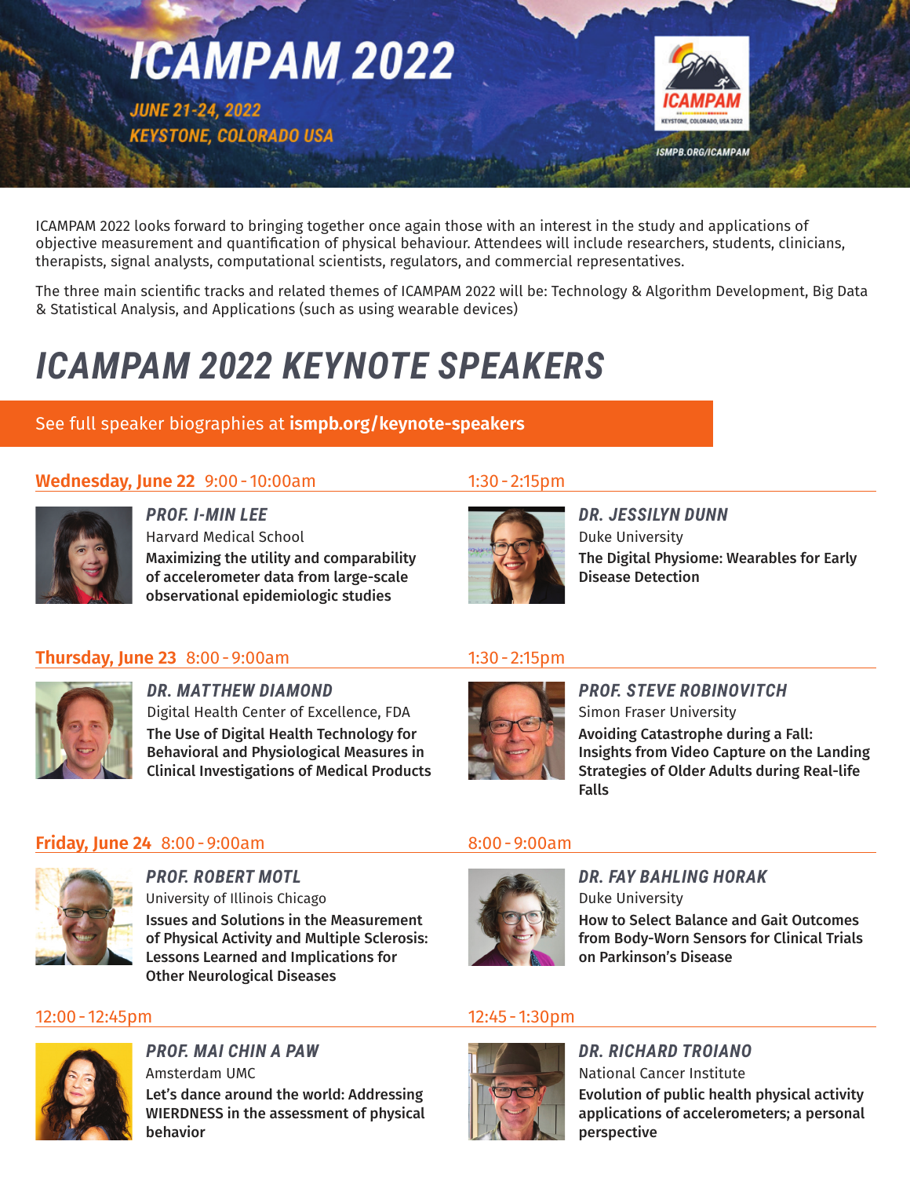# ICAMPAM 2022

JUNE 21-24, 2022
KEYSTONE, COLORADO USA

ICAMPAM
KEYSTONE, COLORADO, USA 2022

ISMPB.ORG/ICAMPAM

ICAMPAM 2022 looks forward to bringing together once again those with an interest in the study and applications of objective measurement and quantification of physical behaviour. Attendees will include researchers, students, clinicians, therapists, signal analysts, computational scientists, regulators, and commercial representatives.

The three main scientific tracks and related themes of ICAMPAM 2022 will be: Technology & Algorithm Development, Big Data & Statistical Analysis, and Applications (such as using wearable devices)

## ICAMPAM 2022 KEYNOTE SPEAKERS

See full speaker biographies at **ismpb.org/keynote-speakers**

### Wednesday, June 22

**9:00 - 10:00am**

***PROF. I-MIN LEE***
Harvard Medical School
**Maximizing the utility and comparability of accelerometer data from large-scale observational epidemiologic studies**

**1:30 - 2:15pm**

***DR. JESSILYN DUNN***
Duke University
**The Digital Physiome: Wearables for Early Disease Detection**

### Thursday, June 23

**8:00 - 9:00am**

***DR. MATTHEW DIAMOND***
Digital Health Center of Excellence, FDA
**The Use of Digital Health Technology for Behavioral and Physiological Measures in Clinical Investigations of Medical Products**

**1:30 - 2:15pm**

***PROF. STEVE ROBINOVITCH***
Simon Fraser University
**Avoiding Catastrophe during a Fall: Insights from Video Capture on the Landing Strategies of Older Adults during Real-life Falls**

### Friday, June 24

**8:00 - 9:00am**

***PROF. ROBERT MOTL***
University of Illinois Chicago
**Issues and Solutions in the Measurement of Physical Activity and Multiple Sclerosis: Lessons Learned and Implications for Other Neurological Diseases**

**8:00 - 9:00am**

***DR. FAY BAHLING HORAK***
Duke University
**How to Select Balance and Gait Outcomes from Body-Worn Sensors for Clinical Trials on Parkinson's Disease**

**12:00 - 12:45pm**

***PROF. MAI CHIN A PAW***
Amsterdam UMC
**Let's dance around the world: Addressing WIERDNESS in the assessment of physical behavior**

**12:45 - 1:30pm**

***DR. RICHARD TROIANO***
National Cancer Institute
**Evolution of public health physical activity applications of accelerometers; a personal perspective**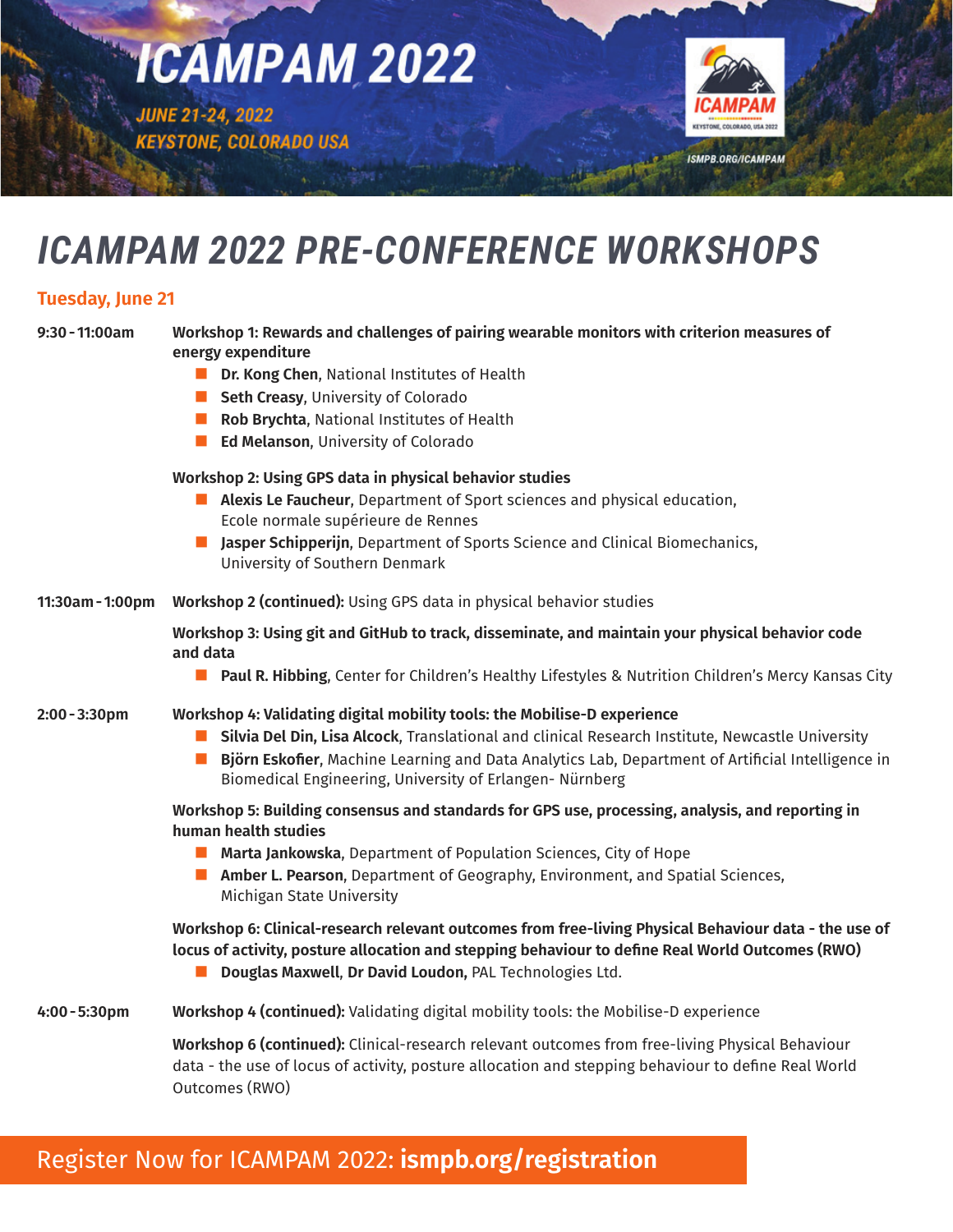# ICAMPAM 2022

JUNE 21-24, 2022
KEYSTONE, COLORADO USA

ISMPB.ORG/ICAMPAM

## ICAMPAM 2022 PRE-CONFERENCE WORKSHOPS

### Tuesday, June 21

**9:30 - 11:00am**

**Workshop 1: Rewards and challenges of pairing wearable monitors with criterion measures of energy expenditure**

- **Dr. Kong Chen**, National Institutes of Health
- **Seth Creasy**, University of Colorado
- **Rob Brychta**, National Institutes of Health
- **Ed Melanson**, University of Colorado

**Workshop 2: Using GPS data in physical behavior studies**

- **Alexis Le Faucheur**, Department of Sport sciences and physical education, Ecole normale supérieure de Rennes
- **Jasper Schipperijn**, Department of Sports Science and Clinical Biomechanics, University of Southern Denmark

**11:30am - 1:00pm**

**Workshop 2 (continued):** Using GPS data in physical behavior studies

**Workshop 3: Using git and GitHub to track, disseminate, and maintain your physical behavior code and data**

- **Paul R. Hibbing**, Center for Children's Healthy Lifestyles & Nutrition Children's Mercy Kansas City

**2:00 - 3:30pm**

**Workshop 4: Validating digital mobility tools: the Mobilise-D experience**

- **Silvia Del Din, Lisa Alcock**, Translational and clinical Research Institute, Newcastle University
- **Björn Eskofier**, Machine Learning and Data Analytics Lab, Department of Artificial Intelligence in Biomedical Engineering, University of Erlangen- Nürnberg

**Workshop 5: Building consensus and standards for GPS use, processing, analysis, and reporting in human health studies**

- **Marta Jankowska**, Department of Population Sciences, City of Hope
- **Amber L. Pearson**, Department of Geography, Environment, and Spatial Sciences, Michigan State University

**Workshop 6: Clinical-research relevant outcomes from free-living Physical Behaviour data - the use of locus of activity, posture allocation and stepping behaviour to define Real World Outcomes (RWO)**

- **Douglas Maxwell**, **Dr David Loudon**, PAL Technologies Ltd.

**4:00 - 5:30pm**

**Workshop 4 (continued):** Validating digital mobility tools: the Mobilise-D experience

**Workshop 6 (continued):** Clinical-research relevant outcomes from free-living Physical Behaviour data - the use of locus of activity, posture allocation and stepping behaviour to define Real World Outcomes (RWO)

Register Now for ICAMPAM 2022: **ismpb.org/registration**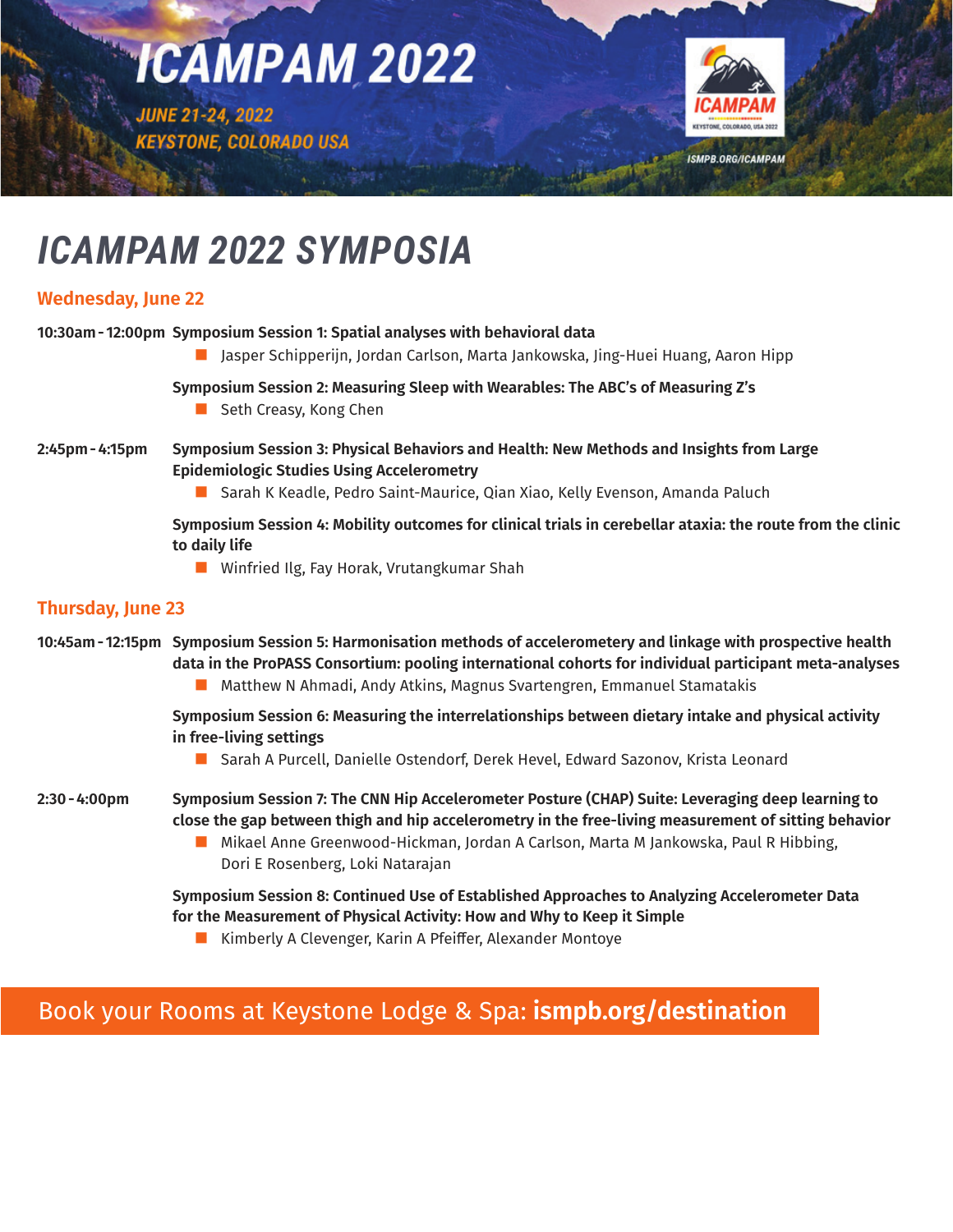# ICAMPAM 2022

JUNE 21-24, 2022
KEYSTONE, COLORADO USA

ICAMPAM
KEYSTONE, COLORADO, USA 2022

ISMPB.ORG/ICAMPAM

## ICAMPAM 2022 SYMPOSIA

### Wednesday, June 22

**10:30am - 12:00pm** **Symposium Session 1: Spatial analyses with behavioral data**

- Jasper Schipperijn, Jordan Carlson, Marta Jankowska, Jing-Huei Huang, Aaron Hipp

**Symposium Session 2: Measuring Sleep with Wearables: The ABC's of Measuring Z's**

- Seth Creasy, Kong Chen

**2:45pm - 4:15pm** **Symposium Session 3: Physical Behaviors and Health: New Methods and Insights from Large Epidemiologic Studies Using Accelerometry**

- Sarah K Keadle, Pedro Saint-Maurice, Qian Xiao, Kelly Evenson, Amanda Paluch

**Symposium Session 4: Mobility outcomes for clinical trials in cerebellar ataxia: the route from the clinic to daily life**

- Winfried Ilg, Fay Horak, Vrutangkumar Shah

### Thursday, June 23

**10:45am - 12:15pm** **Symposium Session 5: Harmonisation methods of accelerometery and linkage with prospective health data in the ProPASS Consortium: pooling international cohorts for individual participant meta-analyses**

- Matthew N Ahmadi, Andy Atkins, Magnus Svartengren, Emmanuel Stamatakis

**Symposium Session 6: Measuring the interrelationships between dietary intake and physical activity in free-living settings**

- Sarah A Purcell, Danielle Ostendorf, Derek Hevel, Edward Sazonov, Krista Leonard

**2:30 - 4:00pm** **Symposium Session 7: The CNN Hip Accelerometer Posture (CHAP) Suite: Leveraging deep learning to close the gap between thigh and hip accelerometry in the free-living measurement of sitting behavior**

- Mikael Anne Greenwood-Hickman, Jordan A Carlson, Marta M Jankowska, Paul R Hibbing, Dori E Rosenberg, Loki Natarajan

**Symposium Session 8: Continued Use of Established Approaches to Analyzing Accelerometer Data for the Measurement of Physical Activity: How and Why to Keep it Simple**

- Kimberly A Clevenger, Karin A Pfeiffer, Alexander Montoye

Book your Rooms at Keystone Lodge & Spa: **ismpb.org/destination**